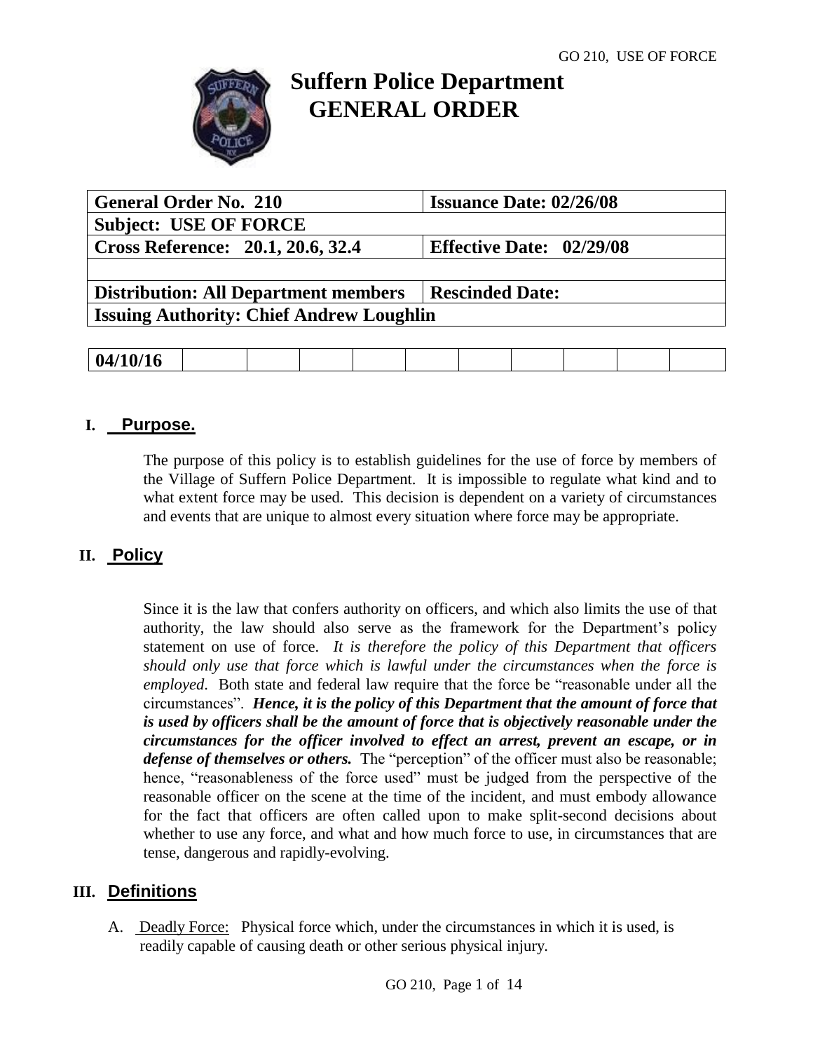# Suffern Police Department
# GENERAL ORDER

| General Order No. 210 | Issuance Date: 02/26/08 |
|---|---|
| Subject: USE OF FORCE | |
| Cross Reference: 20.1, 20.6, 32.4 | Effective Date: 02/29/08 |
| | |
| Distribution: All Department members | Rescinded Date: |
| Issuing Authority: Chief Andrew Loughlin | |

| 04/10/16 | | | | | | | | | | | |
|---|---|---|---|---|---|---|---|---|---|---|---|

## I. Purpose.

The purpose of this policy is to establish guidelines for the use of force by members of the Village of Suffern Police Department. It is impossible to regulate what kind and to what extent force may be used. This decision is dependent on a variety of circumstances and events that are unique to almost every situation where force may be appropriate.

## II. Policy

Since it is the law that confers authority on officers, and which also limits the use of that authority, the law should also serve as the framework for the Department's policy statement on use of force. *It is therefore the policy of this Department that officers should only use that force which is lawful under the circumstances when the force is employed*. Both state and federal law require that the force be "reasonable under all the circumstances". ***Hence, it is the policy of this Department that the amount of force that is used by officers shall be the amount of force that is objectively reasonable under the circumstances for the officer involved to effect an arrest, prevent an escape, or in defense of themselves or others.*** The "perception" of the officer must also be reasonable; hence, "reasonableness of the force used" must be judged from the perspective of the reasonable officer on the scene at the time of the incident, and must embody allowance for the fact that officers are often called upon to make split-second decisions about whether to use any force, and what and how much force to use, in circumstances that are tense, dangerous and rapidly-evolving.

## III. Definitions

A. Deadly Force: Physical force which, under the circumstances in which it is used, is readily capable of causing death or other serious physical injury.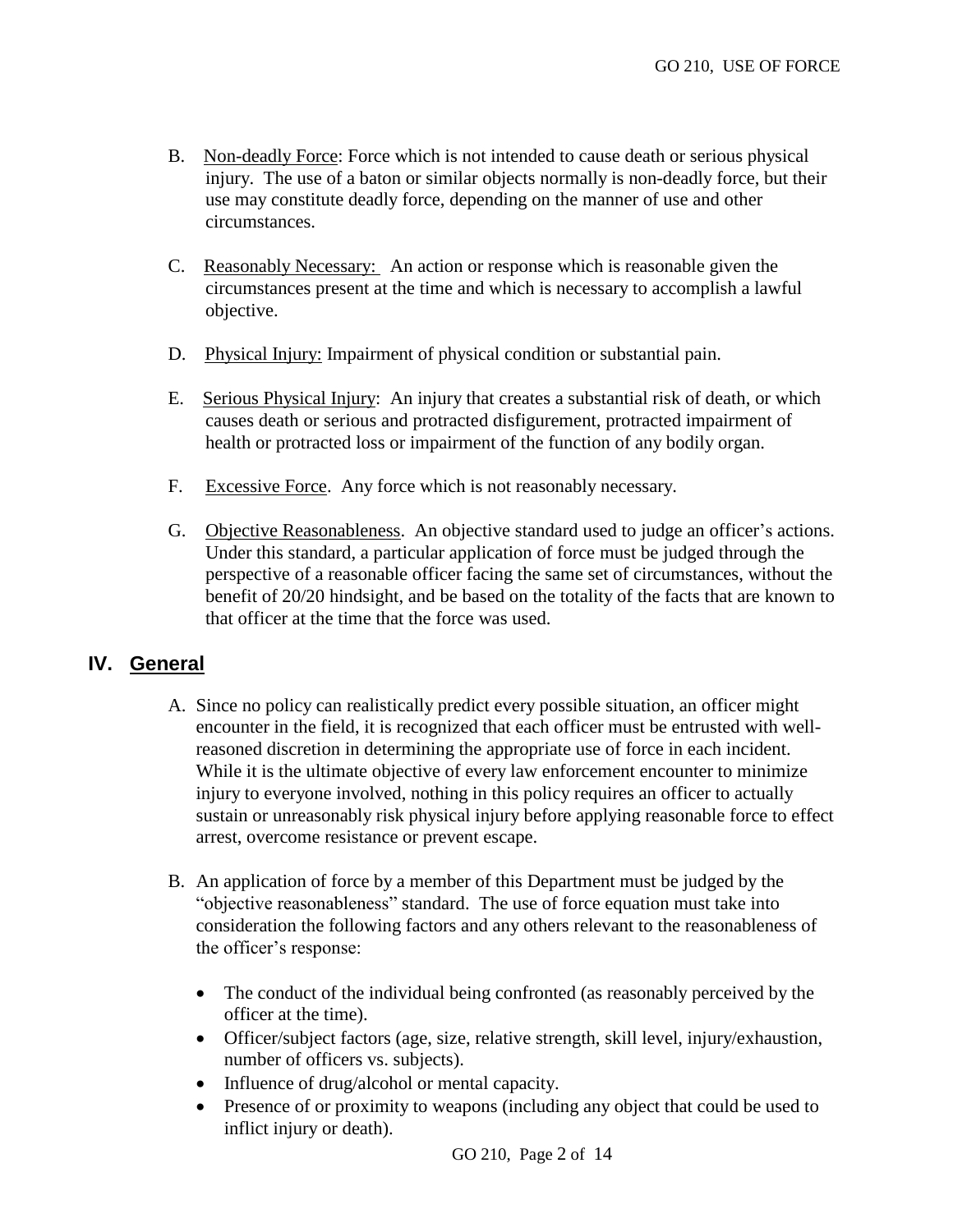B. Non-deadly Force: Force which is not intended to cause death or serious physical injury. The use of a baton or similar objects normally is non-deadly force, but their use may constitute deadly force, depending on the manner of use and other circumstances.

C. Reasonably Necessary: An action or response which is reasonable given the circumstances present at the time and which is necessary to accomplish a lawful objective.

D. Physical Injury: Impairment of physical condition or substantial pain.

E. Serious Physical Injury: An injury that creates a substantial risk of death, or which causes death or serious and protracted disfigurement, protracted impairment of health or protracted loss or impairment of the function of any bodily organ.

F. Excessive Force. Any force which is not reasonably necessary.

G. Objective Reasonableness. An objective standard used to judge an officer's actions. Under this standard, a particular application of force must be judged through the perspective of a reasonable officer facing the same set of circumstances, without the benefit of 20/20 hindsight, and be based on the totality of the facts that are known to that officer at the time that the force was used.

## IV. General

A. Since no policy can realistically predict every possible situation, an officer might encounter in the field, it is recognized that each officer must be entrusted with well-reasoned discretion in determining the appropriate use of force in each incident. While it is the ultimate objective of every law enforcement encounter to minimize injury to everyone involved, nothing in this policy requires an officer to actually sustain or unreasonably risk physical injury before applying reasonable force to effect arrest, overcome resistance or prevent escape.

B. An application of force by a member of this Department must be judged by the "objective reasonableness" standard. The use of force equation must take into consideration the following factors and any others relevant to the reasonableness of the officer's response:

- The conduct of the individual being confronted (as reasonably perceived by the officer at the time).
- Officer/subject factors (age, size, relative strength, skill level, injury/exhaustion, number of officers vs. subjects).
- Influence of drug/alcohol or mental capacity.
- Presence of or proximity to weapons (including any object that could be used to inflict injury or death).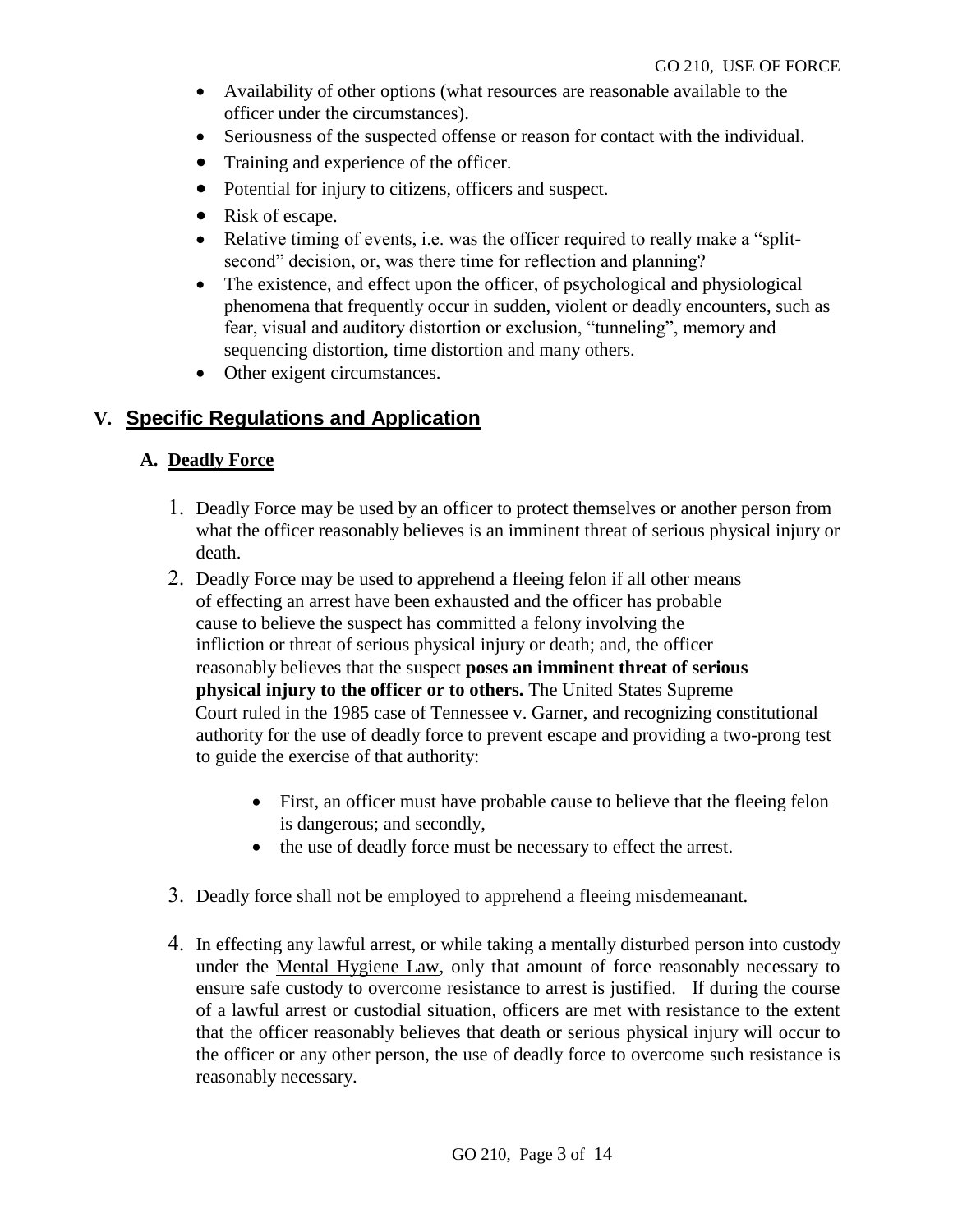- Availability of other options (what resources are reasonable available to the officer under the circumstances).
- Seriousness of the suspected offense or reason for contact with the individual.
- Training and experience of the officer.
- Potential for injury to citizens, officers and suspect.
- Risk of escape.
- Relative timing of events, i.e. was the officer required to really make a "split-second" decision, or, was there time for reflection and planning?
- The existence, and effect upon the officer, of psychological and physiological phenomena that frequently occur in sudden, violent or deadly encounters, such as fear, visual and auditory distortion or exclusion, "tunneling", memory and sequencing distortion, time distortion and many others.
- Other exigent circumstances.

## V. Specific Regulations and Application

### A. Deadly Force

1. Deadly Force may be used by an officer to protect themselves or another person from what the officer reasonably believes is an imminent threat of serious physical injury or death.
2. Deadly Force may be used to apprehend a fleeing felon if all other means of effecting an arrest have been exhausted and the officer has probable cause to believe the suspect has committed a felony involving the infliction or threat of serious physical injury or death; and, the officer reasonably believes that the suspect **poses an imminent threat of serious physical injury to the officer or to others.** The United States Supreme Court ruled in the 1985 case of Tennessee v. Garner, and recognizing constitutional authority for the use of deadly force to prevent escape and providing a two-prong test to guide the exercise of that authority:

    - First, an officer must have probable cause to believe that the fleeing felon is dangerous; and secondly,
    - the use of deadly force must be necessary to effect the arrest.

3. Deadly force shall not be employed to apprehend a fleeing misdemeanant.

4. In effecting any lawful arrest, or while taking a mentally disturbed person into custody under the Mental Hygiene Law, only that amount of force reasonably necessary to ensure safe custody to overcome resistance to arrest is justified. If during the course of a lawful arrest or custodial situation, officers are met with resistance to the extent that the officer reasonably believes that death or serious physical injury will occur to the officer or any other person, the use of deadly force to overcome such resistance is reasonably necessary.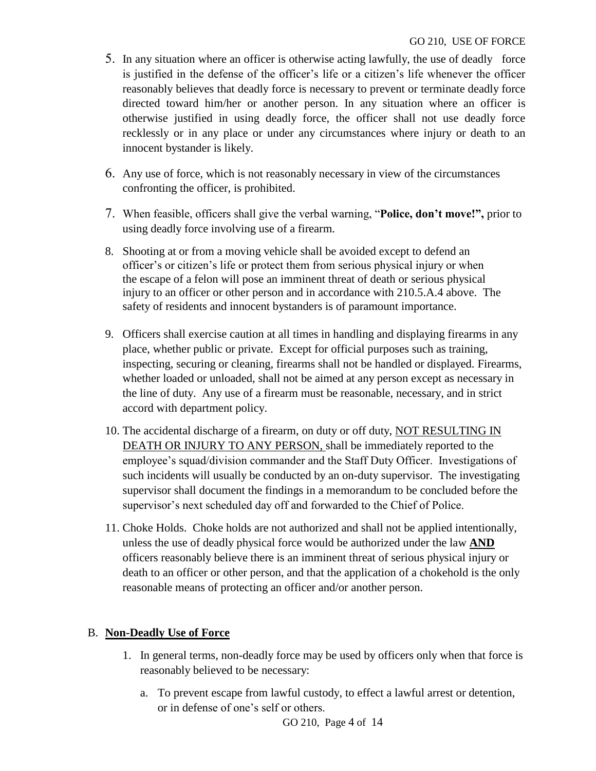5. In any situation where an officer is otherwise acting lawfully, the use of deadly force is justified in the defense of the officer's life or a citizen's life whenever the officer reasonably believes that deadly force is necessary to prevent or terminate deadly force directed toward him/her or another person. In any situation where an officer is otherwise justified in using deadly force, the officer shall not use deadly force recklessly or in any place or under any circumstances where injury or death to an innocent bystander is likely.

6. Any use of force, which is not reasonably necessary in view of the circumstances confronting the officer, is prohibited.

7. When feasible, officers shall give the verbal warning, "**Police, don't move!",** prior to using deadly force involving use of a firearm.

8. Shooting at or from a moving vehicle shall be avoided except to defend an officer's or citizen's life or protect them from serious physical injury or when the escape of a felon will pose an imminent threat of death or serious physical injury to an officer or other person and in accordance with 210.5.A.4 above. The safety of residents and innocent bystanders is of paramount importance.

9. Officers shall exercise caution at all times in handling and displaying firearms in any place, whether public or private. Except for official purposes such as training, inspecting, securing or cleaning, firearms shall not be handled or displayed. Firearms, whether loaded or unloaded, shall not be aimed at any person except as necessary in the line of duty. Any use of a firearm must be reasonable, necessary, and in strict accord with department policy.

10. The accidental discharge of a firearm, on duty or off duty, <u>NOT RESULTING IN DEATH OR INJURY TO ANY PERSON,</u> shall be immediately reported to the employee's squad/division commander and the Staff Duty Officer. Investigations of such incidents will usually be conducted by an on-duty supervisor. The investigating supervisor shall document the findings in a memorandum to be concluded before the supervisor's next scheduled day off and forwarded to the Chief of Police.

11. Choke Holds. Choke holds are not authorized and shall not be applied intentionally, unless the use of deadly physical force would be authorized under the law <u>**AND**</u> officers reasonably believe there is an imminent threat of serious physical injury or death to an officer or other person, and that the application of a chokehold is the only reasonable means of protecting an officer and/or another person.

B. <u>**Non-Deadly Use of Force**</u>

1. In general terms, non-deadly force may be used by officers only when that force is reasonably believed to be necessary:

   a. To prevent escape from lawful custody, to effect a lawful arrest or detention, or in defense of one's self or others.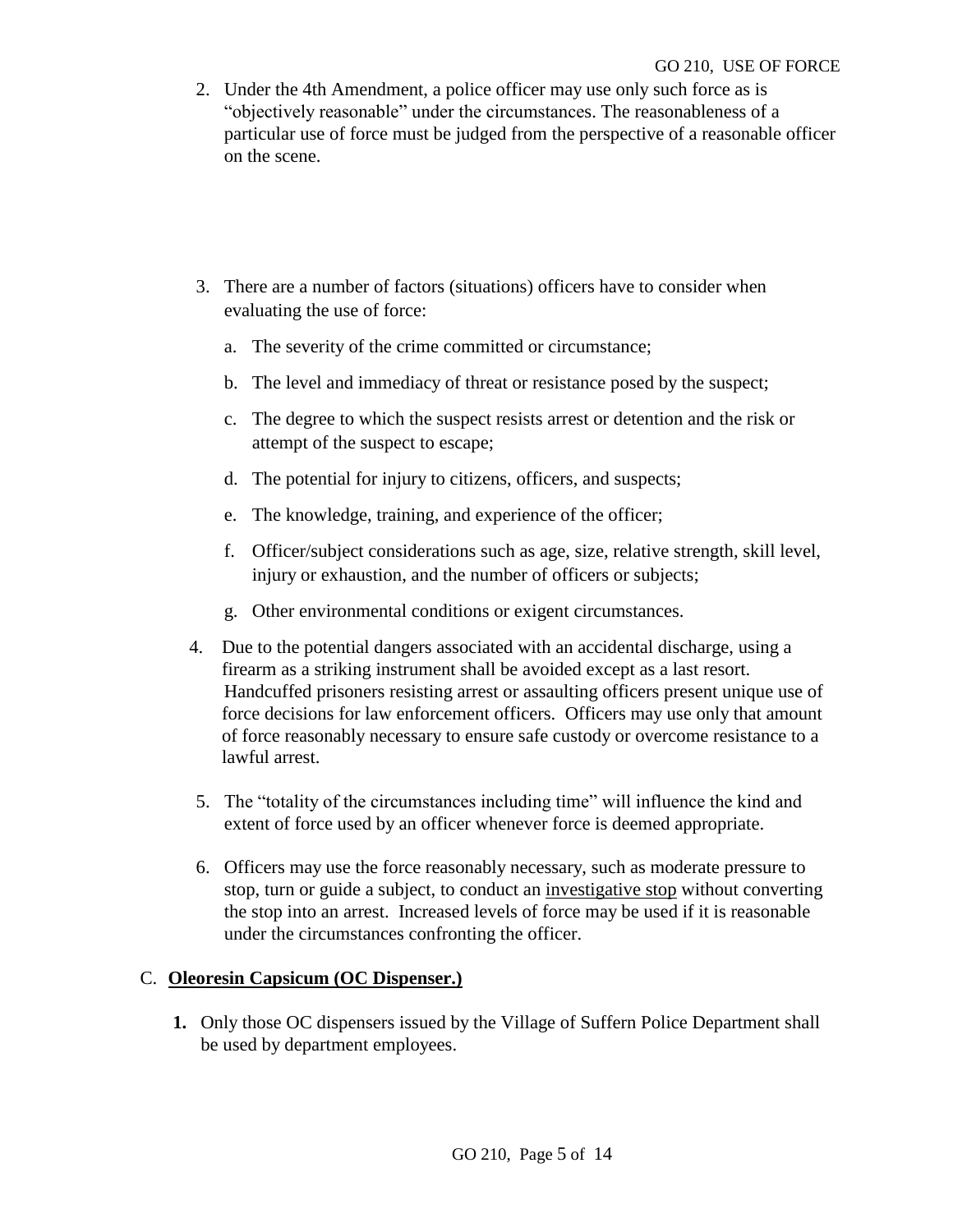2. Under the 4th Amendment, a police officer may use only such force as is "objectively reasonable" under the circumstances. The reasonableness of a particular use of force must be judged from the perspective of a reasonable officer on the scene.

3. There are a number of factors (situations) officers have to consider when evaluating the use of force:

   a. The severity of the crime committed or circumstance;

   b. The level and immediacy of threat or resistance posed by the suspect;

   c. The degree to which the suspect resists arrest or detention and the risk or attempt of the suspect to escape;

   d. The potential for injury to citizens, officers, and suspects;

   e. The knowledge, training, and experience of the officer;

   f. Officer/subject considerations such as age, size, relative strength, skill level, injury or exhaustion, and the number of officers or subjects;

   g. Other environmental conditions or exigent circumstances.

4. Due to the potential dangers associated with an accidental discharge, using a firearm as a striking instrument shall be avoided except as a last resort. Handcuffed prisoners resisting arrest or assaulting officers present unique use of force decisions for law enforcement officers. Officers may use only that amount of force reasonably necessary to ensure safe custody or overcome resistance to a lawful arrest.

5. The "totality of the circumstances including time" will influence the kind and extent of force used by an officer whenever force is deemed appropriate.

6. Officers may use the force reasonably necessary, such as moderate pressure to stop, turn or guide a subject, to conduct an <u>investigative stop</u> without converting the stop into an arrest. Increased levels of force may be used if it is reasonable under the circumstances confronting the officer.

C. **<u>Oleoresin Capsicum (OC Dispenser.)</u>**

   **1.** Only those OC dispensers issued by the Village of Suffern Police Department shall be used by department employees.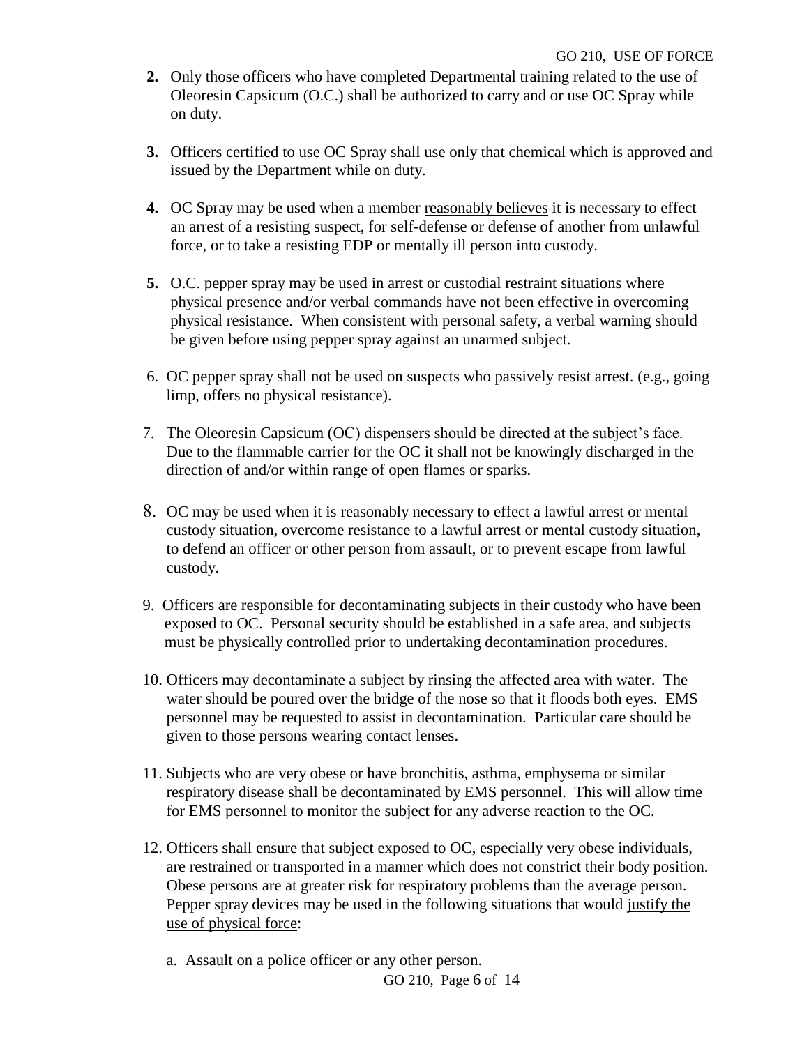**2.** Only those officers who have completed Departmental training related to the use of Oleoresin Capsicum (O.C.) shall be authorized to carry and or use OC Spray while on duty.

**3.** Officers certified to use OC Spray shall use only that chemical which is approved and issued by the Department while on duty.

**4.** OC Spray may be used when a member <u>reasonably believes</u> it is necessary to effect an arrest of a resisting suspect, for self-defense or defense of another from unlawful force, or to take a resisting EDP or mentally ill person into custody.

**5.** O.C. pepper spray may be used in arrest or custodial restraint situations where physical presence and/or verbal commands have not been effective in overcoming physical resistance. <u>When consistent with personal safety</u>, a verbal warning should be given before using pepper spray against an unarmed subject.

6. OC pepper spray shall <u>not</u> be used on suspects who passively resist arrest. (e.g., going limp, offers no physical resistance).

7. The Oleoresin Capsicum (OC) dispensers should be directed at the subject's face. Due to the flammable carrier for the OC it shall not be knowingly discharged in the direction of and/or within range of open flames or sparks.

8. OC may be used when it is reasonably necessary to effect a lawful arrest or mental custody situation, overcome resistance to a lawful arrest or mental custody situation, to defend an officer or other person from assault, or to prevent escape from lawful custody.

9. Officers are responsible for decontaminating subjects in their custody who have been exposed to OC. Personal security should be established in a safe area, and subjects must be physically controlled prior to undertaking decontamination procedures.

10. Officers may decontaminate a subject by rinsing the affected area with water. The water should be poured over the bridge of the nose so that it floods both eyes. EMS personnel may be requested to assist in decontamination. Particular care should be given to those persons wearing contact lenses.

11. Subjects who are very obese or have bronchitis, asthma, emphysema or similar respiratory disease shall be decontaminated by EMS personnel. This will allow time for EMS personnel to monitor the subject for any adverse reaction to the OC.

12. Officers shall ensure that subject exposed to OC, especially very obese individuals, are restrained or transported in a manner which does not constrict their body position. Obese persons are at greater risk for respiratory problems than the average person. Pepper spray devices may be used in the following situations that would <u>justify the use of physical force</u>:

    a. Assault on a police officer or any other person.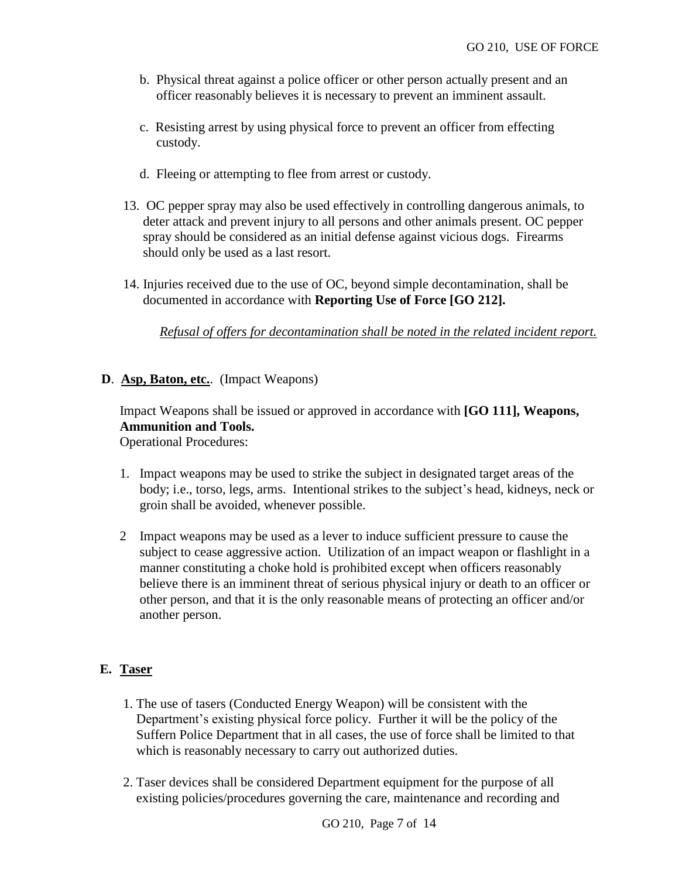b. Physical threat against a police officer or other person actually present and an officer reasonably believes it is necessary to prevent an imminent assault.

c. Resisting arrest by using physical force to prevent an officer from effecting custody.

d. Fleeing or attempting to flee from arrest or custody.

13. OC pepper spray may also be used effectively in controlling dangerous animals, to deter attack and prevent injury to all persons and other animals present. OC pepper spray should be considered as an initial defense against vicious dogs. Firearms should only be used as a last resort.

14. Injuries received due to the use of OC, beyond simple decontamination, shall be documented in accordance with **Reporting Use of Force [GO 212].**

    *Refusal of offers for decontamination shall be noted in the related incident report.*

**D**. **Asp, Baton, etc.**. (Impact Weapons)

Impact Weapons shall be issued or approved in accordance with **[GO 111], Weapons, Ammunition and Tools.**
Operational Procedures:

1. Impact weapons may be used to strike the subject in designated target areas of the body; i.e., torso, legs, arms. Intentional strikes to the subject's head, kidneys, neck or groin shall be avoided, whenever possible.

2 Impact weapons may be used as a lever to induce sufficient pressure to cause the subject to cease aggressive action. Utilization of an impact weapon or flashlight in a manner constituting a choke hold is prohibited except when officers reasonably believe there is an imminent threat of serious physical injury or death to an officer or other person, and that it is the only reasonable means of protecting an officer and/or another person.

**E. Taser**

1. The use of tasers (Conducted Energy Weapon) will be consistent with the Department's existing physical force policy. Further it will be the policy of the Suffern Police Department that in all cases, the use of force shall be limited to that which is reasonably necessary to carry out authorized duties.

2. Taser devices shall be considered Department equipment for the purpose of all existing policies/procedures governing the care, maintenance and recording and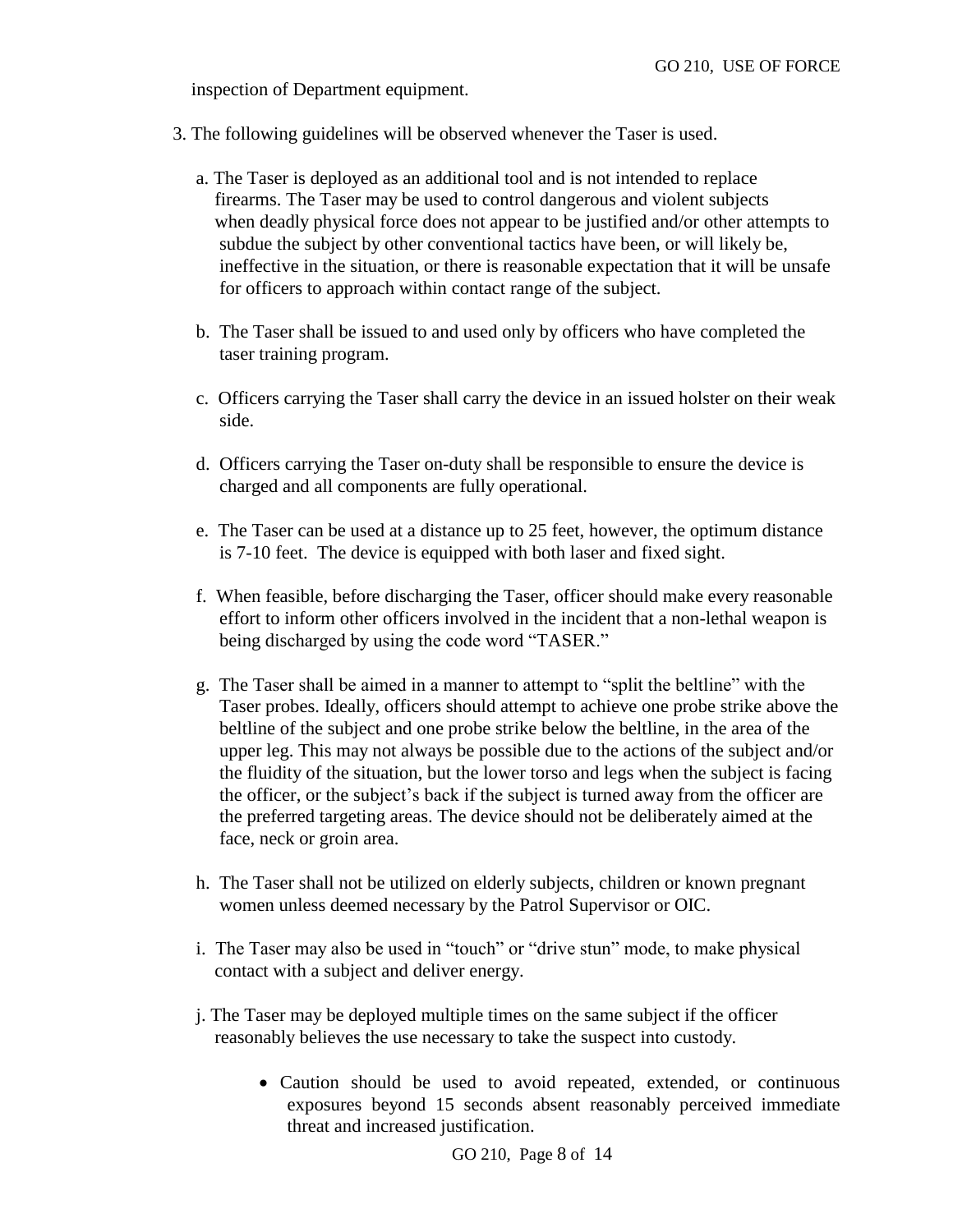inspection of Department equipment.

3. The following guidelines will be observed whenever the Taser is used.

   a. The Taser is deployed as an additional tool and is not intended to replace firearms. The Taser may be used to control dangerous and violent subjects when deadly physical force does not appear to be justified and/or other attempts to subdue the subject by other conventional tactics have been, or will likely be, ineffective in the situation, or there is reasonable expectation that it will be unsafe for officers to approach within contact range of the subject.

   b. The Taser shall be issued to and used only by officers who have completed the taser training program.

   c. Officers carrying the Taser shall carry the device in an issued holster on their weak side.

   d. Officers carrying the Taser on-duty shall be responsible to ensure the device is charged and all components are fully operational.

   e. The Taser can be used at a distance up to 25 feet, however, the optimum distance is 7-10 feet. The device is equipped with both laser and fixed sight.

   f. When feasible, before discharging the Taser, officer should make every reasonable effort to inform other officers involved in the incident that a non-lethal weapon is being discharged by using the code word "TASER."

   g. The Taser shall be aimed in a manner to attempt to "split the beltline" with the Taser probes. Ideally, officers should attempt to achieve one probe strike above the beltline of the subject and one probe strike below the beltline, in the area of the upper leg. This may not always be possible due to the actions of the subject and/or the fluidity of the situation, but the lower torso and legs when the subject is facing the officer, or the subject's back if the subject is turned away from the officer are the preferred targeting areas. The device should not be deliberately aimed at the face, neck or groin area.

   h. The Taser shall not be utilized on elderly subjects, children or known pregnant women unless deemed necessary by the Patrol Supervisor or OIC.

   i. The Taser may also be used in "touch" or "drive stun" mode, to make physical contact with a subject and deliver energy.

   j. The Taser may be deployed multiple times on the same subject if the officer reasonably believes the use necessary to take the suspect into custody.

      - Caution should be used to avoid repeated, extended, or continuous exposures beyond 15 seconds absent reasonably perceived immediate threat and increased justification.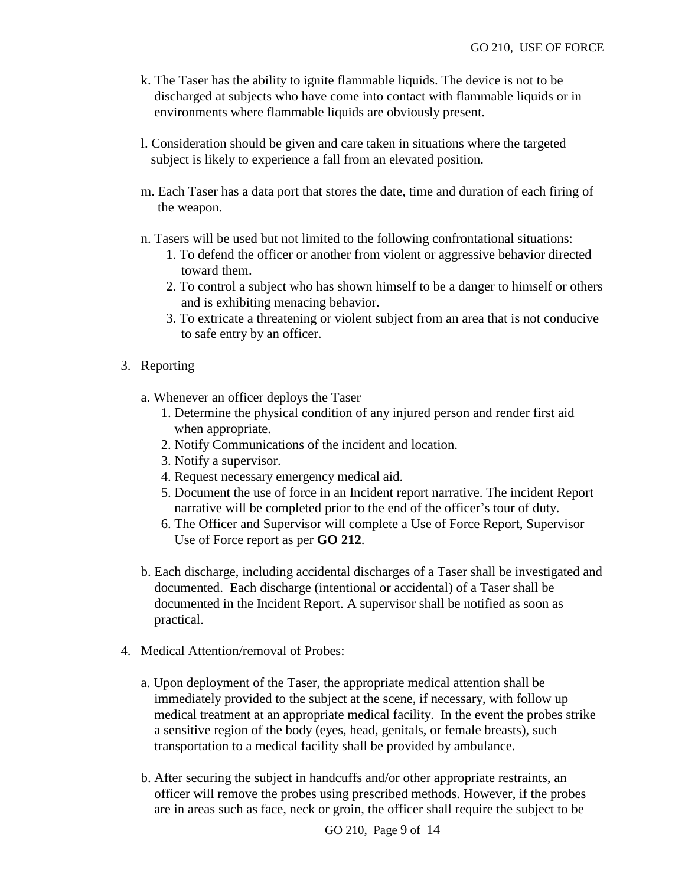k. The Taser has the ability to ignite flammable liquids. The device is not to be discharged at subjects who have come into contact with flammable liquids or in environments where flammable liquids are obviously present.

l. Consideration should be given and care taken in situations where the targeted subject is likely to experience a fall from an elevated position.

m. Each Taser has a data port that stores the date, time and duration of each firing of the weapon.

n. Tasers will be used but not limited to the following confrontational situations:
   1. To defend the officer or another from violent or aggressive behavior directed toward them.
   2. To control a subject who has shown himself to be a danger to himself or others and is exhibiting menacing behavior.
   3. To extricate a threatening or violent subject from an area that is not conducive to safe entry by an officer.

3. Reporting

   a. Whenever an officer deploys the Taser
      1. Determine the physical condition of any injured person and render first aid when appropriate.
      2. Notify Communications of the incident and location.
      3. Notify a supervisor.
      4. Request necessary emergency medical aid.
      5. Document the use of force in an Incident report narrative. The incident Report narrative will be completed prior to the end of the officer's tour of duty.
      6. The Officer and Supervisor will complete a Use of Force Report, Supervisor Use of Force report as per **GO 212**.

   b. Each discharge, including accidental discharges of a Taser shall be investigated and documented. Each discharge (intentional or accidental) of a Taser shall be documented in the Incident Report. A supervisor shall be notified as soon as practical.

4. Medical Attention/removal of Probes:

   a. Upon deployment of the Taser, the appropriate medical attention shall be immediately provided to the subject at the scene, if necessary, with follow up medical treatment at an appropriate medical facility. In the event the probes strike a sensitive region of the body (eyes, head, genitals, or female breasts), such transportation to a medical facility shall be provided by ambulance.

   b. After securing the subject in handcuffs and/or other appropriate restraints, an officer will remove the probes using prescribed methods. However, if the probes are in areas such as face, neck or groin, the officer shall require the subject to be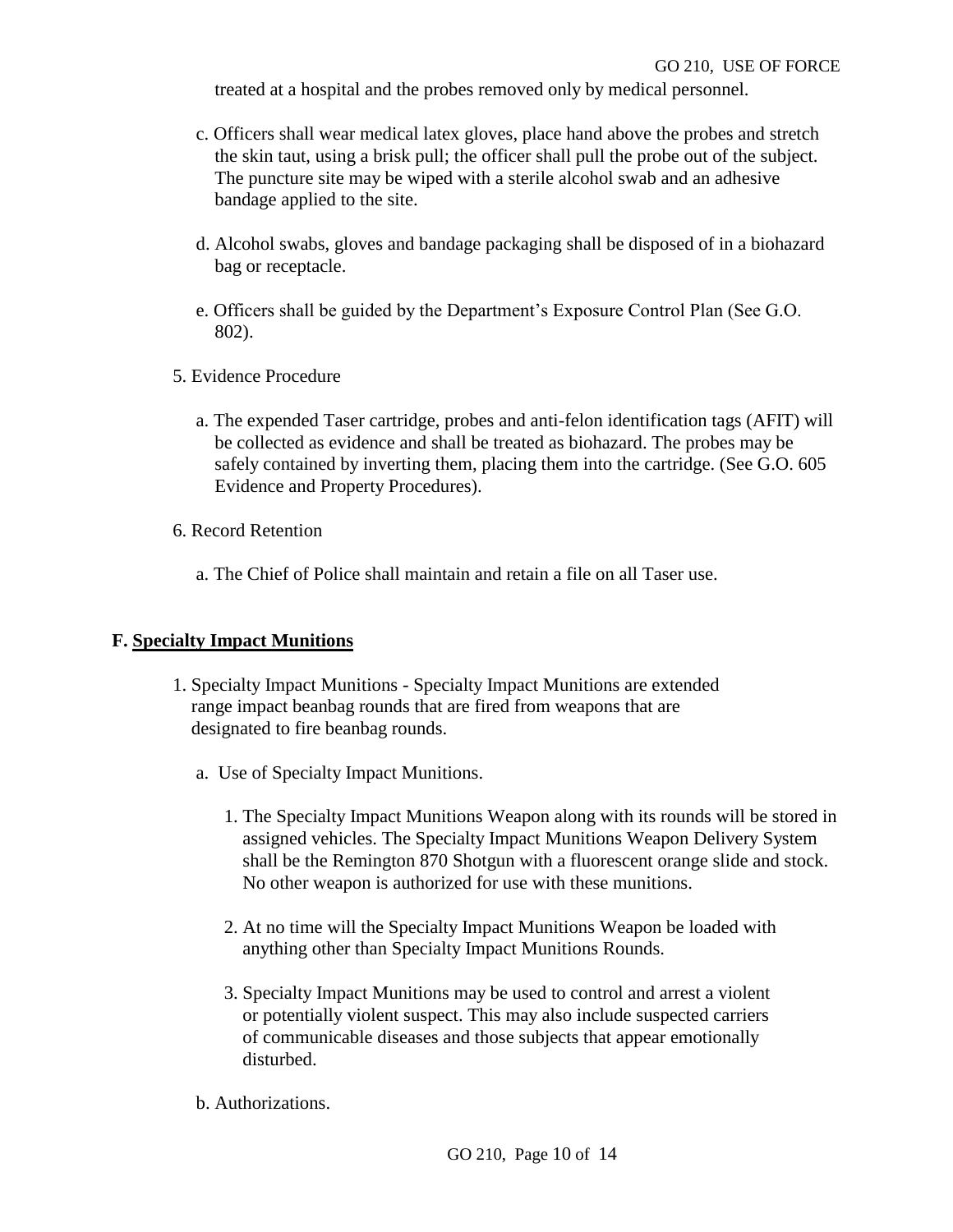treated at a hospital and the probes removed only by medical personnel.

c. Officers shall wear medical latex gloves, place hand above the probes and stretch the skin taut, using a brisk pull; the officer shall pull the probe out of the subject. The puncture site may be wiped with a sterile alcohol swab and an adhesive bandage applied to the site.

d. Alcohol swabs, gloves and bandage packaging shall be disposed of in a biohazard bag or receptacle.

e. Officers shall be guided by the Department's Exposure Control Plan (See G.O. 802).

5. Evidence Procedure

   a. The expended Taser cartridge, probes and anti-felon identification tags (AFIT) will be collected as evidence and shall be treated as biohazard. The probes may be safely contained by inverting them, placing them into the cartridge. (See G.O. 605 Evidence and Property Procedures).

6. Record Retention

   a. The Chief of Police shall maintain and retain a file on all Taser use.

**F. <u>Specialty Impact Munitions</u>**

1. Specialty Impact Munitions - Specialty Impact Munitions are extended range impact beanbag rounds that are fired from weapons that are designated to fire beanbag rounds.

   a. Use of Specialty Impact Munitions.

      1. The Specialty Impact Munitions Weapon along with its rounds will be stored in assigned vehicles. The Specialty Impact Munitions Weapon Delivery System shall be the Remington 870 Shotgun with a fluorescent orange slide and stock. No other weapon is authorized for use with these munitions.

      2. At no time will the Specialty Impact Munitions Weapon be loaded with anything other than Specialty Impact Munitions Rounds.

      3. Specialty Impact Munitions may be used to control and arrest a violent or potentially violent suspect. This may also include suspected carriers of communicable diseases and those subjects that appear emotionally disturbed.

   b. Authorizations.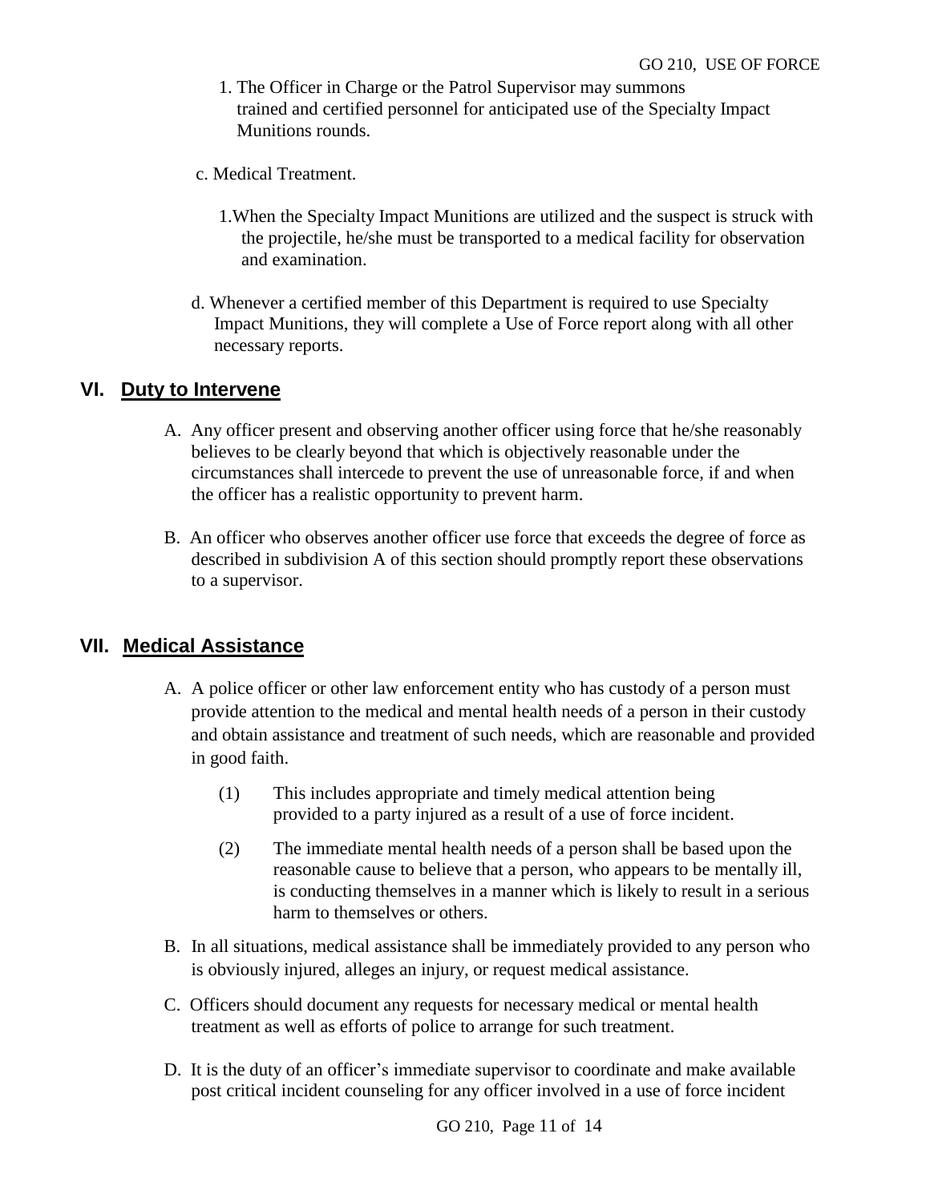1. The Officer in Charge or the Patrol Supervisor may summons trained and certified personnel for anticipated use of the Specialty Impact Munitions rounds.

c. Medical Treatment.

1. When the Specialty Impact Munitions are utilized and the suspect is struck with the projectile, he/she must be transported to a medical facility for observation and examination.

d. Whenever a certified member of this Department is required to use Specialty Impact Munitions, they will complete a Use of Force report along with all other necessary reports.

## VI. Duty to Intervene

A. Any officer present and observing another officer using force that he/she reasonably believes to be clearly beyond that which is objectively reasonable under the circumstances shall intercede to prevent the use of unreasonable force, if and when the officer has a realistic opportunity to prevent harm.

B. An officer who observes another officer use force that exceeds the degree of force as described in subdivision A of this section should promptly report these observations to a supervisor.

## VII. Medical Assistance

A. A police officer or other law enforcement entity who has custody of a person must provide attention to the medical and mental health needs of a person in their custody and obtain assistance and treatment of such needs, which are reasonable and provided in good faith.

(1) This includes appropriate and timely medical attention being provided to a party injured as a result of a use of force incident.

(2) The immediate mental health needs of a person shall be based upon the reasonable cause to believe that a person, who appears to be mentally ill, is conducting themselves in a manner which is likely to result in a serious harm to themselves or others.

B. In all situations, medical assistance shall be immediately provided to any person who is obviously injured, alleges an injury, or request medical assistance.

C. Officers should document any requests for necessary medical or mental health treatment as well as efforts of police to arrange for such treatment.

D. It is the duty of an officer's immediate supervisor to coordinate and make available post critical incident counseling for any officer involved in a use of force incident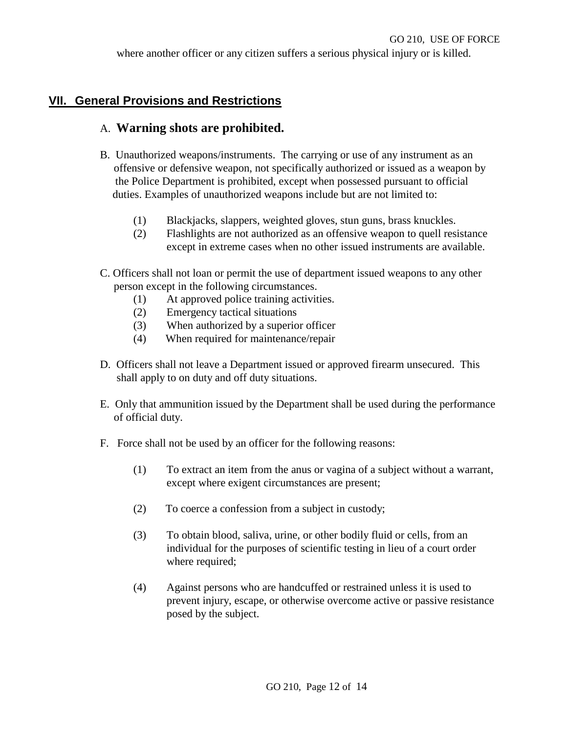where another officer or any citizen suffers a serious physical injury or is killed.

## VII. General Provisions and Restrictions

A. **Warning shots are prohibited.**

B. Unauthorized weapons/instruments. The carrying or use of any instrument as an offensive or defensive weapon, not specifically authorized or issued as a weapon by the Police Department is prohibited, except when possessed pursuant to official duties. Examples of unauthorized weapons include but are not limited to:

(1) Blackjacks, slappers, weighted gloves, stun guns, brass knuckles.

(2) Flashlights are not authorized as an offensive weapon to quell resistance except in extreme cases when no other issued instruments are available.

C. Officers shall not loan or permit the use of department issued weapons to any other person except in the following circumstances.

(1) At approved police training activities.

(2) Emergency tactical situations

(3) When authorized by a superior officer

(4) When required for maintenance/repair

D. Officers shall not leave a Department issued or approved firearm unsecured. This shall apply to on duty and off duty situations.

E. Only that ammunition issued by the Department shall be used during the performance of official duty.

F. Force shall not be used by an officer for the following reasons:

(1) To extract an item from the anus or vagina of a subject without a warrant, except where exigent circumstances are present;

(2) To coerce a confession from a subject in custody;

(3) To obtain blood, saliva, urine, or other bodily fluid or cells, from an individual for the purposes of scientific testing in lieu of a court order where required;

(4) Against persons who are handcuffed or restrained unless it is used to prevent injury, escape, or otherwise overcome active or passive resistance posed by the subject.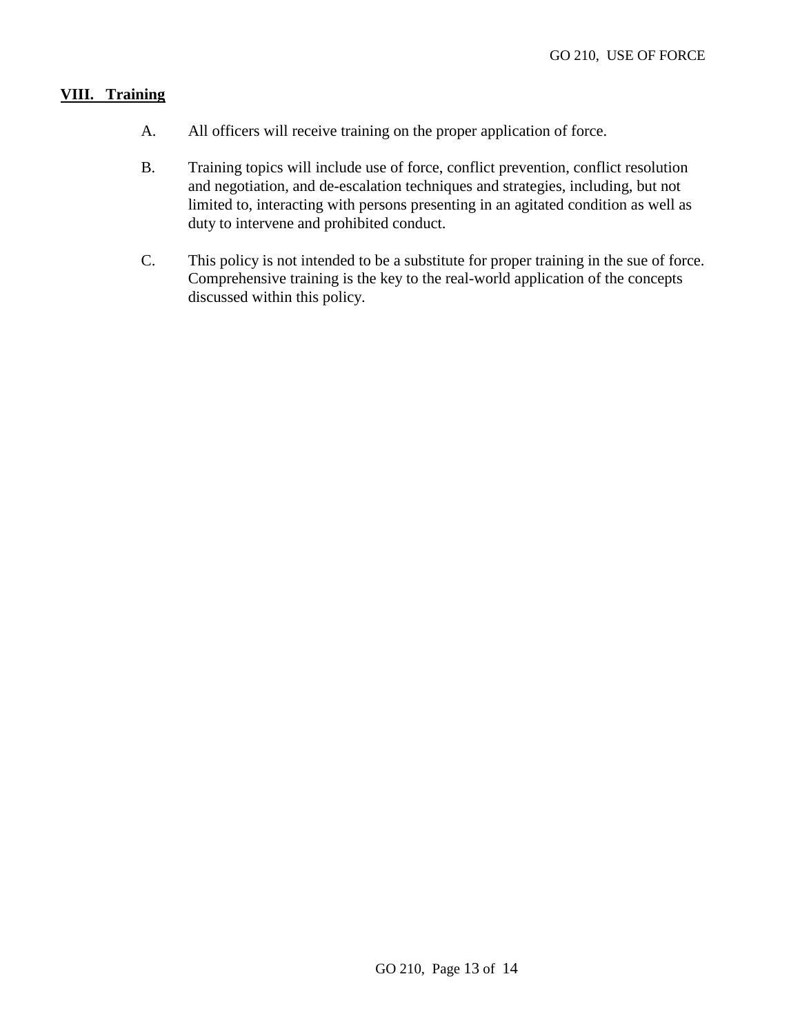## VIII. Training

A. All officers will receive training on the proper application of force.

B. Training topics will include use of force, conflict prevention, conflict resolution and negotiation, and de-escalation techniques and strategies, including, but not limited to, interacting with persons presenting in an agitated condition as well as duty to intervene and prohibited conduct.

C. This policy is not intended to be a substitute for proper training in the sue of force. Comprehensive training is the key to the real-world application of the concepts discussed within this policy.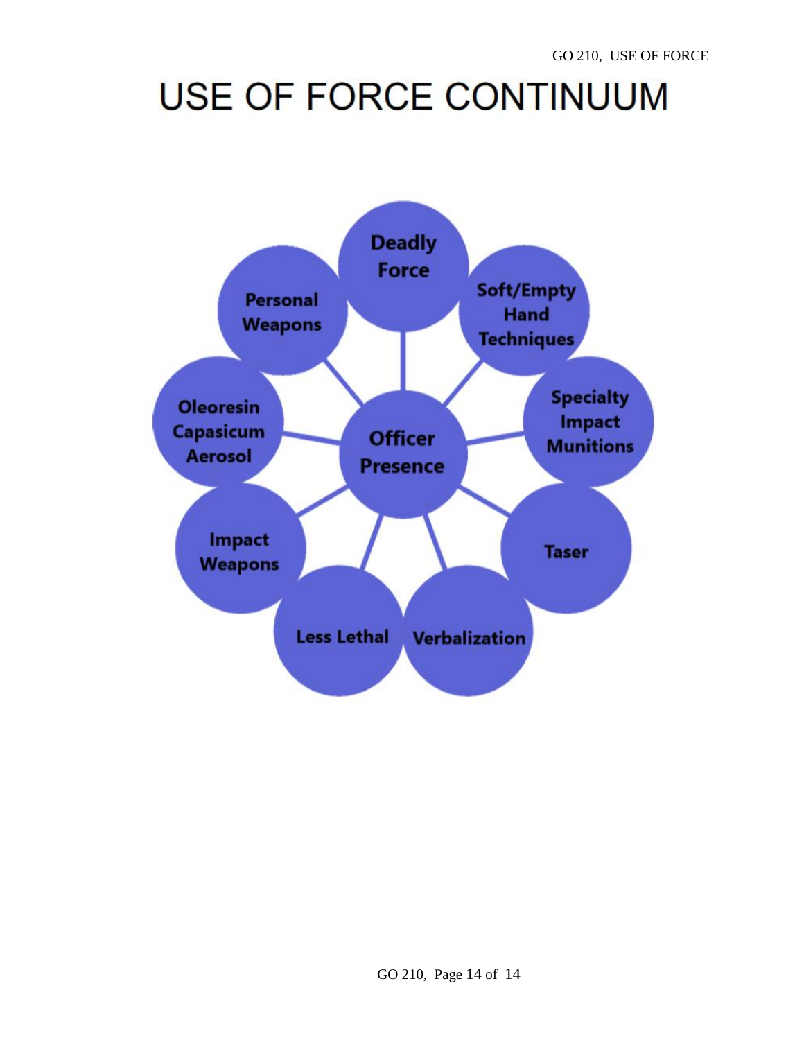# USE OF FORCE CONTINUUM

Officer Presence

Deadly Force

Soft/Empty Hand Techniques

Specialty Impact Munitions

Taser

Verbalization

Less Lethal

Impact Weapons

Oleoresin Capasicum Aerosol

Personal Weapons